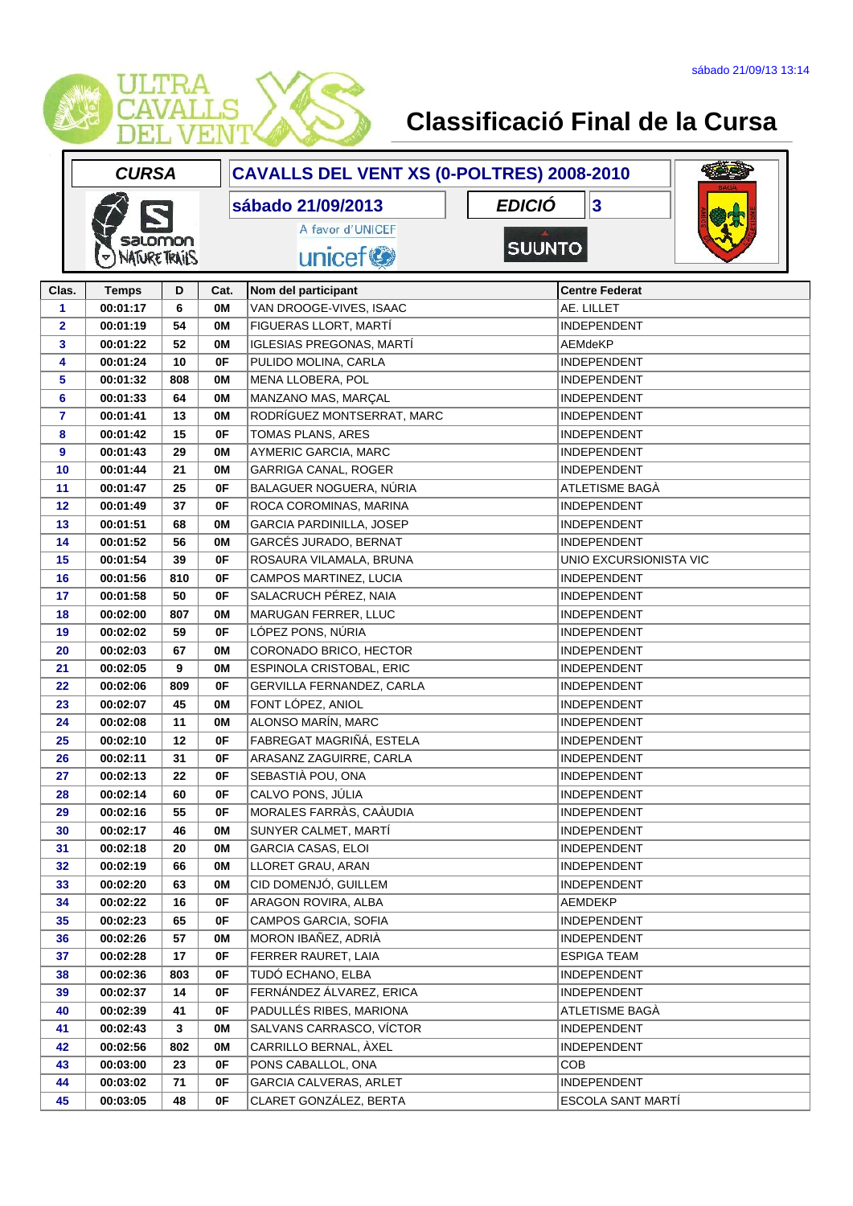# Classificació Final de la Cursa

sábado 21/09/13 13:14

| CURSA | CAVALLS DEL VENT XS (0-POLTRES) 2008-2010 | | |
|---|---|---|---|
| | sábado 21/09/2013 | EDICIÓ | 3 |

A favor d'UNICEF

| Clas. | Temps | D | Cat. | Nom del participant | Centre Federat |
|---|---|---|---|---|---|
| 1 | 00:01:17 | 6 | 0M | VAN DROOGE-VIVES, ISAAC | AE. LILLET |
| 2 | 00:01:19 | 54 | 0M | FIGUERAS LLORT, MARTÍ | INDEPENDENT |
| 3 | 00:01:22 | 52 | 0M | IGLESIAS PREGONAS, MARTÍ | AEMdeKP |
| 4 | 00:01:24 | 10 | 0F | PULIDO MOLINA, CARLA | INDEPENDENT |
| 5 | 00:01:32 | 808 | 0M | MENA LLOBERA, POL | INDEPENDENT |
| 6 | 00:01:33 | 64 | 0M | MANZANO MAS, MARÇAL | INDEPENDENT |
| 7 | 00:01:41 | 13 | 0M | RODRÍGUEZ MONTSERRAT, MARC | INDEPENDENT |
| 8 | 00:01:42 | 15 | 0F | TOMAS PLANS, ARES | INDEPENDENT |
| 9 | 00:01:43 | 29 | 0M | AYMERIC GARCIA, MARC | INDEPENDENT |
| 10 | 00:01:44 | 21 | 0M | GARRIGA CANAL, ROGER | INDEPENDENT |
| 11 | 00:01:47 | 25 | 0F | BALAGUER NOGUERA, NÚRIA | ATLETISME BAGÀ |
| 12 | 00:01:49 | 37 | 0F | ROCA COROMINAS, MARINA | INDEPENDENT |
| 13 | 00:01:51 | 68 | 0M | GARCIA PARDINILLA, JOSEP | INDEPENDENT |
| 14 | 00:01:52 | 56 | 0M | GARCÉS JURADO, BERNAT | INDEPENDENT |
| 15 | 00:01:54 | 39 | 0F | ROSAURA VILAMALA, BRUNA | UNIO EXCURSIONISTA VIC |
| 16 | 00:01:56 | 810 | 0F | CAMPOS MARTINEZ, LUCIA | INDEPENDENT |
| 17 | 00:01:58 | 50 | 0F | SALACRUCH PÉREZ, NAIA | INDEPENDENT |
| 18 | 00:02:00 | 807 | 0M | MARUGAN FERRER, LLUC | INDEPENDENT |
| 19 | 00:02:02 | 59 | 0F | LÓPEZ PONS, NÚRIA | INDEPENDENT |
| 20 | 00:02:03 | 67 | 0M | CORONADO BRICO, HECTOR | INDEPENDENT |
| 21 | 00:02:05 | 9 | 0M | ESPINOLA CRISTOBAL, ERIC | INDEPENDENT |
| 22 | 00:02:06 | 809 | 0F | GERVILLA FERNANDEZ, CARLA | INDEPENDENT |
| 23 | 00:02:07 | 45 | 0M | FONT LÓPEZ, ANIOL | INDEPENDENT |
| 24 | 00:02:08 | 11 | 0M | ALONSO MARÍN, MARC | INDEPENDENT |
| 25 | 00:02:10 | 12 | 0F | FABREGAT MAGRIÑÁ, ESTELA | INDEPENDENT |
| 26 | 00:02:11 | 31 | 0F | ARASANZ ZAGUIRRE, CARLA | INDEPENDENT |
| 27 | 00:02:13 | 22 | 0F | SEBASTIÀ POU, ONA | INDEPENDENT |
| 28 | 00:02:14 | 60 | 0F | CALVO PONS, JÚLIA | INDEPENDENT |
| 29 | 00:02:16 | 55 | 0F | MORALES FARRÀS, CAÀUDIA | INDEPENDENT |
| 30 | 00:02:17 | 46 | 0M | SUNYER CALMET, MARTÍ | INDEPENDENT |
| 31 | 00:02:18 | 20 | 0M | GARCIA CASAS, ELOI | INDEPENDENT |
| 32 | 00:02:19 | 66 | 0M | LLORET GRAU, ARAN | INDEPENDENT |
| 33 | 00:02:20 | 63 | 0M | CID DOMENJÓ, GUILLEM | INDEPENDENT |
| 34 | 00:02:22 | 16 | 0F | ARAGON ROVIRA, ALBA | AEMDEKP |
| 35 | 00:02:23 | 65 | 0F | CAMPOS GARCIA, SOFIA | INDEPENDENT |
| 36 | 00:02:26 | 57 | 0M | MORON IBAÑEZ, ADRIÀ | INDEPENDENT |
| 37 | 00:02:28 | 17 | 0F | FERRER RAURET, LAIA | ESPIGA TEAM |
| 38 | 00:02:36 | 803 | 0F | TUDÓ ECHANO, ELBA | INDEPENDENT |
| 39 | 00:02:37 | 14 | 0F | FERNÁNDEZ ÁLVAREZ, ERICA | INDEPENDENT |
| 40 | 00:02:39 | 41 | 0F | PADULLÉS RIBES, MARIONA | ATLETISME BAGÀ |
| 41 | 00:02:43 | 3 | 0M | SALVANS CARRASCO, VÍCTOR | INDEPENDENT |
| 42 | 00:02:56 | 802 | 0M | CARRILLO BERNAL, ÀXEL | INDEPENDENT |
| 43 | 00:03:00 | 23 | 0F | PONS CABALLOL, ONA | COB |
| 44 | 00:03:02 | 71 | 0F | GARCIA CALVERAS, ARLET | INDEPENDENT |
| 45 | 00:03:05 | 48 | 0F | CLARET GONZÁLEZ, BERTA | ESCOLA SANT MARTÍ |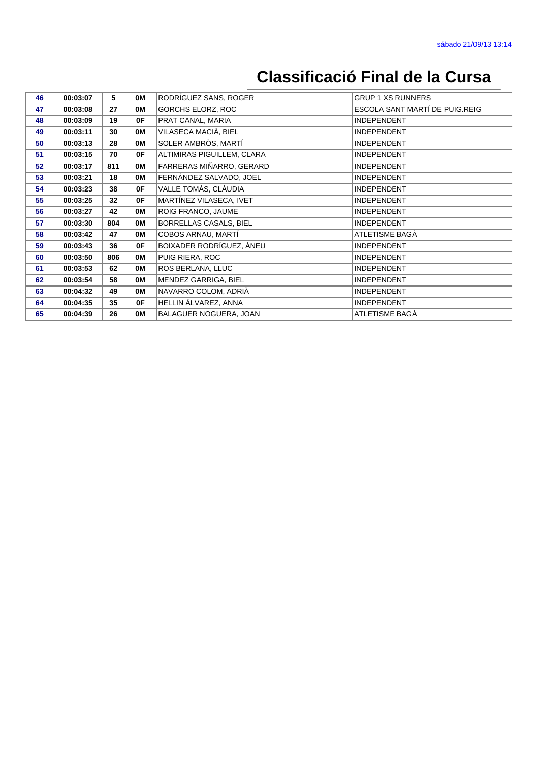# Classificació Final de la Cursa

| | | | | | |
|---|---|---|---|---|---|
| 46 | 00:03:07 | 5 | 0M | RODRÍGUEZ SANS, ROGER | GRUP 1 XS RUNNERS |
| 47 | 00:03:08 | 27 | 0M | GORCHS ELORZ, ROC | ESCOLA SANT MARTÍ DE PUIG.REIG |
| 48 | 00:03:09 | 19 | 0F | PRAT CANAL, MARIA | INDEPENDENT |
| 49 | 00:03:11 | 30 | 0M | VILASECA MACIÀ, BIEL | INDEPENDENT |
| 50 | 00:03:13 | 28 | 0M | SOLER AMBRÒS, MARTÍ | INDEPENDENT |
| 51 | 00:03:15 | 70 | 0F | ALTIMIRAS PIGUILLEM, CLARA | INDEPENDENT |
| 52 | 00:03:17 | 811 | 0M | FARRERAS MIÑARRO, GERARD | INDEPENDENT |
| 53 | 00:03:21 | 18 | 0M | FERNÁNDEZ SALVADO, JOEL | INDEPENDENT |
| 54 | 00:03:23 | 38 | 0F | VALLE TOMÀS, CLÀUDIA | INDEPENDENT |
| 55 | 00:03:25 | 32 | 0F | MARTÍNEZ VILASECA, IVET | INDEPENDENT |
| 56 | 00:03:27 | 42 | 0M | ROIG FRANCO, JAUME | INDEPENDENT |
| 57 | 00:03:30 | 804 | 0M | BORRELLAS CASALS, BIEL | INDEPENDENT |
| 58 | 00:03:42 | 47 | 0M | COBOS ARNAU, MARTÍ | ATLETISME BAGÀ |
| 59 | 00:03:43 | 36 | 0F | BOIXADER RODRÍGUEZ, ÀNEU | INDEPENDENT |
| 60 | 00:03:50 | 806 | 0M | PUIG RIERA, ROC | INDEPENDENT |
| 61 | 00:03:53 | 62 | 0M | ROS BERLANA, LLUC | INDEPENDENT |
| 62 | 00:03:54 | 58 | 0M | MENDEZ GARRIGA, BIEL | INDEPENDENT |
| 63 | 00:04:32 | 49 | 0M | NAVARRO COLOM, ADRIÀ | INDEPENDENT |
| 64 | 00:04:35 | 35 | 0F | HELLIN ÁLVAREZ, ANNA | INDEPENDENT |
| 65 | 00:04:39 | 26 | 0M | BALAGUER NOGUERA, JOAN | ATLETISME BAGÀ |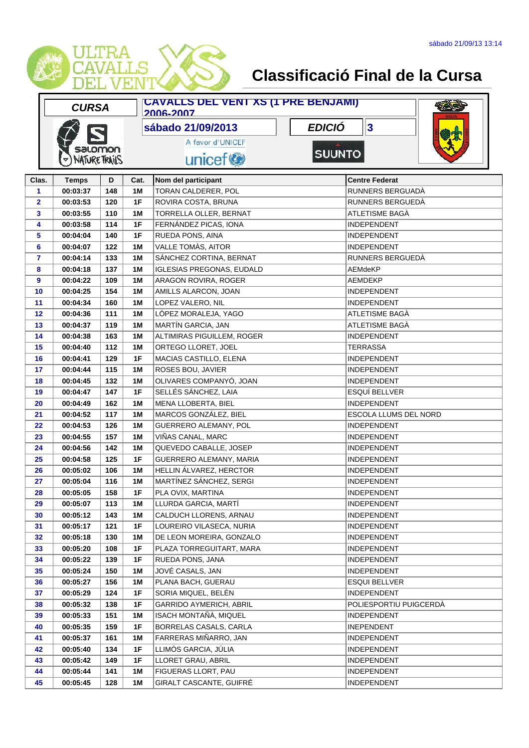sábado 21/09/13 13:14

ULTRA CAVALLS DEL VENT XS

# Classificació Final de la Cursa

| CURSA | CAVALLS DEL VENT XS (1 PRE BENJAMI) 2006-2007 | | |
|---|---|---|---|
| | sábado 21/09/2013 | EDICIÓ | 3 |

A favor d'UNICEF

unicef

SUUNTO

| Clas. | Temps | D | Cat. | Nom del participant | Centre Federat |
|---|---|---|---|---|---|
| 1 | 00:03:37 | 148 | 1M | TORAN CALDERER, POL | RUNNERS BERGUADÀ |
| 2 | 00:03:53 | 120 | 1F | ROVIRA COSTA, BRUNA | RUNNERS BERGUEDÀ |
| 3 | 00:03:55 | 110 | 1M | TORRELLA OLLER, BERNAT | ATLETISME BAGÀ |
| 4 | 00:03:58 | 114 | 1F | FERNÁNDEZ PICAS, IONA | INDEPENDENT |
| 5 | 00:04:04 | 140 | 1F | RUEDA PONS, AINA | INDEPENDENT |
| 6 | 00:04:07 | 122 | 1M | VALLE TOMÀS, AITOR | INDEPENDENT |
| 7 | 00:04:14 | 133 | 1M | SÁNCHEZ CORTINA, BERNAT | RUNNERS BERGUEDÀ |
| 8 | 00:04:18 | 137 | 1M | IGLESIAS PREGONAS, EUDALD | AEMdeKP |
| 9 | 00:04:22 | 109 | 1M | ARAGON ROVIRA, ROGER | AEMDEKP |
| 10 | 00:04:25 | 154 | 1M | AMILLS ALARCON, JOAN | INDEPENDENT |
| 11 | 00:04:34 | 160 | 1M | LOPEZ VALERO, NIL | INDEPENDENT |
| 12 | 00:04:36 | 111 | 1M | LÓPEZ MORALEJA, YAGO | ATLETISME BAGÀ |
| 13 | 00:04:37 | 119 | 1M | MARTÍN GARCIA, JAN | ATLETISME BAGÀ |
| 14 | 00:04:38 | 163 | 1M | ALTIMIRAS PIGUILLEM, ROGER | INDEPENDENT |
| 15 | 00:04:40 | 112 | 1M | ORTEGO LLORET, JOEL | TERRASSA |
| 16 | 00:04:41 | 129 | 1F | MACIAS CASTILLO, ELENA | INDEPENDENT |
| 17 | 00:04:44 | 115 | 1M | ROSES BOU, JAVIER | INDEPENDENT |
| 18 | 00:04:45 | 132 | 1M | OLIVARES COMPANYÓ, JOAN | INDEPENDENT |
| 19 | 00:04:47 | 147 | 1F | SELLÉS SÁNCHEZ, LAIA | ESQUÍ BELLVER |
| 20 | 00:04:49 | 162 | 1M | MENA LLOBERTA, BIEL | INDEPENDENT |
| 21 | 00:04:52 | 117 | 1M | MARCOS GONZÁLEZ, BIEL | ESCOLA LLUMS DEL NORD |
| 22 | 00:04:53 | 126 | 1M | GUERRERO ALEMANY, POL | INDEPENDENT |
| 23 | 00:04:55 | 157 | 1M | VIÑAS CANAL, MARC | INDEPENDENT |
| 24 | 00:04:56 | 142 | 1M | QUEVEDO CABALLE, JOSEP | INDEPENDENT |
| 25 | 00:04:58 | 125 | 1F | GUERRERO ALEMANY, MARIA | INDEPENDENT |
| 26 | 00:05:02 | 106 | 1M | HELLIN ÁLVAREZ, HERCTOR | INDEPENDENT |
| 27 | 00:05:04 | 116 | 1M | MARTÍNEZ SÁNCHEZ, SERGI | INDEPENDENT |
| 28 | 00:05:05 | 158 | 1F | PLA OVIX, MARTINA | INDEPENDENT |
| 29 | 00:05:07 | 113 | 1M | LLURDA GARCIA, MARTÍ | INDEPENDENT |
| 30 | 00:05:12 | 143 | 1M | CALDUCH LLORENS, ARNAU | INDEPENDENT |
| 31 | 00:05:17 | 121 | 1F | LOUREIRO VILASECA, NURIA | INDEPENDENT |
| 32 | 00:05:18 | 130 | 1M | DE LEON MOREIRA, GONZALO | INDEPENDENT |
| 33 | 00:05:20 | 108 | 1F | PLAZA TORREGUITART, MARA | INDEPENDENT |
| 34 | 00:05:22 | 139 | 1F | RUEDA PONS, JANA | INDEPENDENT |
| 35 | 00:05:24 | 150 | 1M | JOVÉ CASALS, JAN | INDEPENDENT |
| 36 | 00:05:27 | 156 | 1M | PLANA BACH, GUERAU | ESQUI BELLVER |
| 37 | 00:05:29 | 124 | 1F | SORIA MIQUEL, BELÉN | INDEPENDENT |
| 38 | 00:05:32 | 138 | 1F | GARRIDO AYMERICH, ABRIL | POLIESPORTIU PUIGCERDÀ |
| 39 | 00:05:33 | 151 | 1M | ISACH MONTAÑÀ, MIQUEL | INDEPENDENT |
| 40 | 00:05:35 | 159 | 1F | BORRELAS CASALS, CARLA | INEPENDENT |
| 41 | 00:05:37 | 161 | 1M | FARRERAS MIÑARRO, JAN | INDEPENDENT |
| 42 | 00:05:40 | 134 | 1F | LLIMÓS GARCIA, JÚLIA | INDEPENDENT |
| 43 | 00:05:42 | 149 | 1F | LLORET GRAU, ABRIL | INDEPENDENT |
| 44 | 00:05:44 | 141 | 1M | FIGUERAS LLORT, PAU | INDEPENDENT |
| 45 | 00:05:45 | 128 | 1M | GIRALT CASCANTE, GUIFRÉ | INDEPENDENT |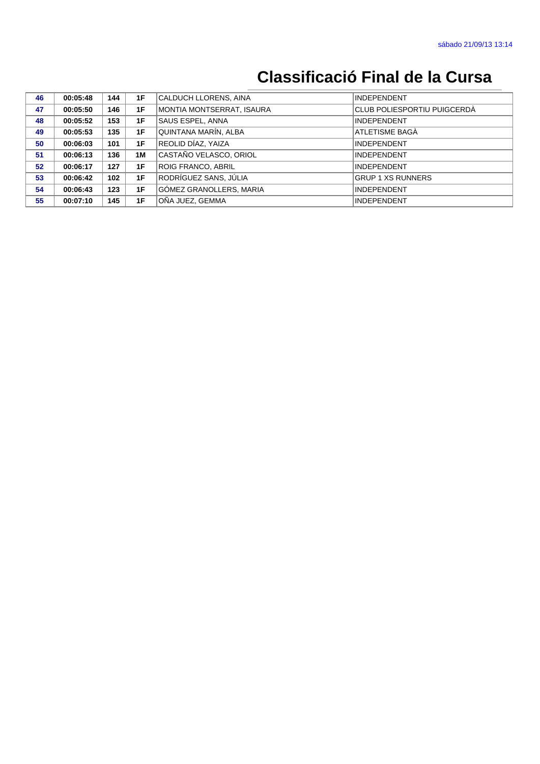# Classificació Final de la Cursa

| | | | | | |
|---|---|---|---|---|---|
| **46** | **00:05:48** | **144** | **1F** | CALDUCH LLORENS, AINA | INDEPENDENT |
| **47** | **00:05:50** | **146** | **1F** | MONTIA MONTSERRAT, ISAURA | CLUB POLIESPORTIU PUIGCERDÀ |
| **48** | **00:05:52** | **153** | **1F** | SAUS ESPEL, ANNA | INDEPENDENT |
| **49** | **00:05:53** | **135** | **1F** | QUINTANA MARÍN, ALBA | ATLETISME BAGÀ |
| **50** | **00:06:03** | **101** | **1F** | REOLID DÍAZ, YAIZA | INDEPENDENT |
| **51** | **00:06:13** | **136** | **1M** | CASTAÑO VELASCO, ORIOL | INDEPENDENT |
| **52** | **00:06:17** | **127** | **1F** | ROIG FRANCO, ABRIL | INDEPENDENT |
| **53** | **00:06:42** | **102** | **1F** | RODRÍGUEZ SANS, JÚLIA | GRUP 1 XS RUNNERS |
| **54** | **00:06:43** | **123** | **1F** | GÓMEZ GRANOLLERS, MARIA | INDEPENDENT |
| **55** | **00:07:10** | **145** | **1F** | OÑA JUEZ, GEMMA | INDEPENDENT |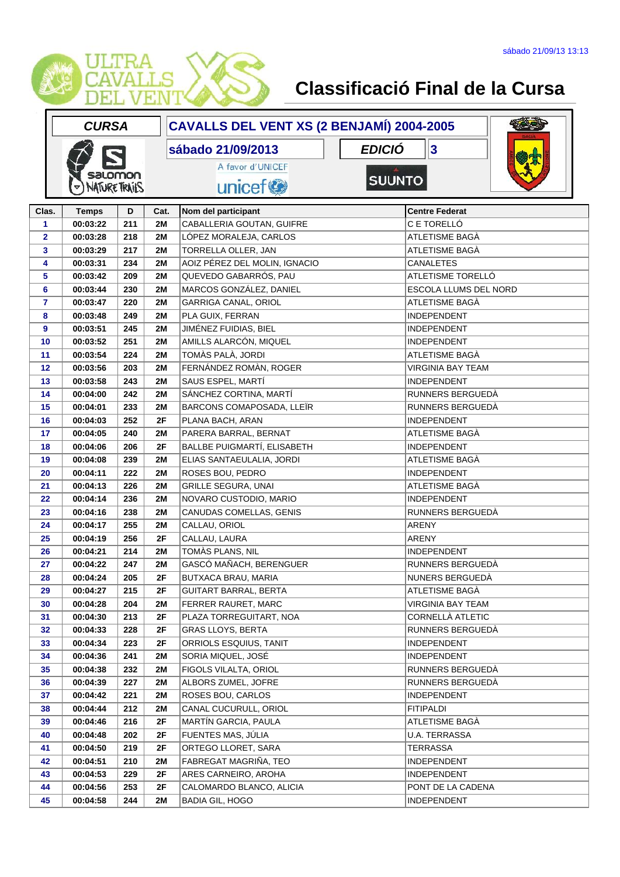sábado 21/09/13 13:13

# Classificació Final de la Cursa

| CURSA | CAVALLS DEL VENT XS (2 BENJAMÍ) 2004-2005 | | |
|---|---|---|---|
| | sábado 21/09/2013 | EDICIÓ | 3 |

A favor d'UNICEF

| Clas. | Temps | D | Cat. | Nom del participant | Centre Federat |
|---|---|---|---|---|---|
| 1 | 00:03:22 | 211 | 2M | CABALLERIA GOUTAN, GUIFRE | C E TORELLÓ |
| 2 | 00:03:28 | 218 | 2M | LÓPEZ MORALEJA, CARLOS | ATLETISME BAGÀ |
| 3 | 00:03:29 | 217 | 2M | TORRELLA OLLER, JAN | ATLETISME BAGÀ |
| 4 | 00:03:31 | 234 | 2M | AOIZ PÉREZ DEL MOLIN, IGNACIO | CANALETES |
| 5 | 00:03:42 | 209 | 2M | QUEVEDO GABARRÓS, PAU | ATLETISME TORELLÓ |
| 6 | 00:03:44 | 230 | 2M | MARCOS GONZÁLEZ, DANIEL | ESCOLA LLUMS DEL NORD |
| 7 | 00:03:47 | 220 | 2M | GARRIGA CANAL, ORIOL | ATLETISME BAGÀ |
| 8 | 00:03:48 | 249 | 2M | PLA GUIX, FERRAN | INDEPENDENT |
| 9 | 00:03:51 | 245 | 2M | JIMÉNEZ FUIDIAS, BIEL | INDEPENDENT |
| 10 | 00:03:52 | 251 | 2M | AMILLS ALARCÓN, MIQUEL | INDEPENDENT |
| 11 | 00:03:54 | 224 | 2M | TOMÀS PALÀ, JORDI | ATLETISME BAGÀ |
| 12 | 00:03:56 | 203 | 2M | FERNÁNDEZ ROMÀN, ROGER | VIRGINIA BAY TEAM |
| 13 | 00:03:58 | 243 | 2M | SAUS ESPEL, MARTÍ | INDEPENDENT |
| 14 | 00:04:00 | 242 | 2M | SÁNCHEZ CORTINA, MARTÍ | RUNNERS BERGUEDÀ |
| 15 | 00:04:01 | 233 | 2M | BARCONS COMAPOSADA, LLEÏR | RUNNERS BERGUEDÀ |
| 16 | 00:04:03 | 252 | 2F | PLANA BACH, ARAN | INDEPENDENT |
| 17 | 00:04:05 | 240 | 2M | PARERA BARRAL, BERNAT | ATLETISME BAGÀ |
| 18 | 00:04:06 | 206 | 2F | BALLBE PUIGMARTÍ, ELISABETH | INDEPENDENT |
| 19 | 00:04:08 | 239 | 2M | ELIAS SANTAEULALIA, JORDI | ATLETISME BAGÀ |
| 20 | 00:04:11 | 222 | 2M | ROSES BOU, PEDRO | INDEPENDENT |
| 21 | 00:04:13 | 226 | 2M | GRILLE SEGURA, UNAI | ATLETISME BAGÀ |
| 22 | 00:04:14 | 236 | 2M | NOVARO CUSTODIO, MARIO | INDEPENDENT |
| 23 | 00:04:16 | 238 | 2M | CANUDAS COMELLAS, GENIS | RUNNERS BERGUEDÀ |
| 24 | 00:04:17 | 255 | 2M | CALLAU, ORIOL | ARENY |
| 25 | 00:04:19 | 256 | 2F | CALLAU, LAURA | ARENY |
| 26 | 00:04:21 | 214 | 2M | TOMÀS PLANS, NIL | INDEPENDENT |
| 27 | 00:04:22 | 247 | 2M | GASCÓ MAÑACH, BERENGUER | RUNNERS BERGUEDÀ |
| 28 | 00:04:24 | 205 | 2F | BUTXACA BRAU, MARIA | NUNERS BERGUEDÀ |
| 29 | 00:04:27 | 215 | 2F | GUITART BARRAL, BERTA | ATLETISME BAGÀ |
| 30 | 00:04:28 | 204 | 2M | FERRER RAURET, MARC | VIRGINIA BAY TEAM |
| 31 | 00:04:30 | 213 | 2F | PLAZA TORREGUITART, NOA | CORNELLÀ ATLETIC |
| 32 | 00:04:33 | 228 | 2F | GRAS LLOYS, BERTA | RUNNERS BERGUEDÀ |
| 33 | 00:04:34 | 223 | 2F | ORRIOLS ESQUIUS, TANIT | INDEPENDENT |
| 34 | 00:04:36 | 241 | 2M | SORIA MIQUEL, JOSÉ | INDEPENDENT |
| 35 | 00:04:38 | 232 | 2M | FIGOLS VILALTA, ORIOL | RUNNERS BERGUEDÀ |
| 36 | 00:04:39 | 227 | 2M | ALBORS ZUMEL, JOFRE | RUNNERS BERGUEDÀ |
| 37 | 00:04:42 | 221 | 2M | ROSES BOU, CARLOS | INDEPENDENT |
| 38 | 00:04:44 | 212 | 2M | CANAL CUCURULL, ORIOL | FITIPALDI |
| 39 | 00:04:46 | 216 | 2F | MARTÍN GARCIA, PAULA | ATLETISME BAGÀ |
| 40 | 00:04:48 | 202 | 2F | FUENTES MAS, JÚLIA | U.A. TERRASSA |
| 41 | 00:04:50 | 219 | 2F | ORTEGO LLORET, SARA | TERRASSA |
| 42 | 00:04:51 | 210 | 2M | FABREGAT MAGRIÑA, TEO | INDEPENDENT |
| 43 | 00:04:53 | 229 | 2F | ARES CARNEIRO, AROHA | INDEPENDENT |
| 44 | 00:04:56 | 253 | 2F | CALOMARDO BLANCO, ALICIA | PONT DE LA CADENA |
| 45 | 00:04:58 | 244 | 2M | BADIA GIL, HOGO | INDEPENDENT |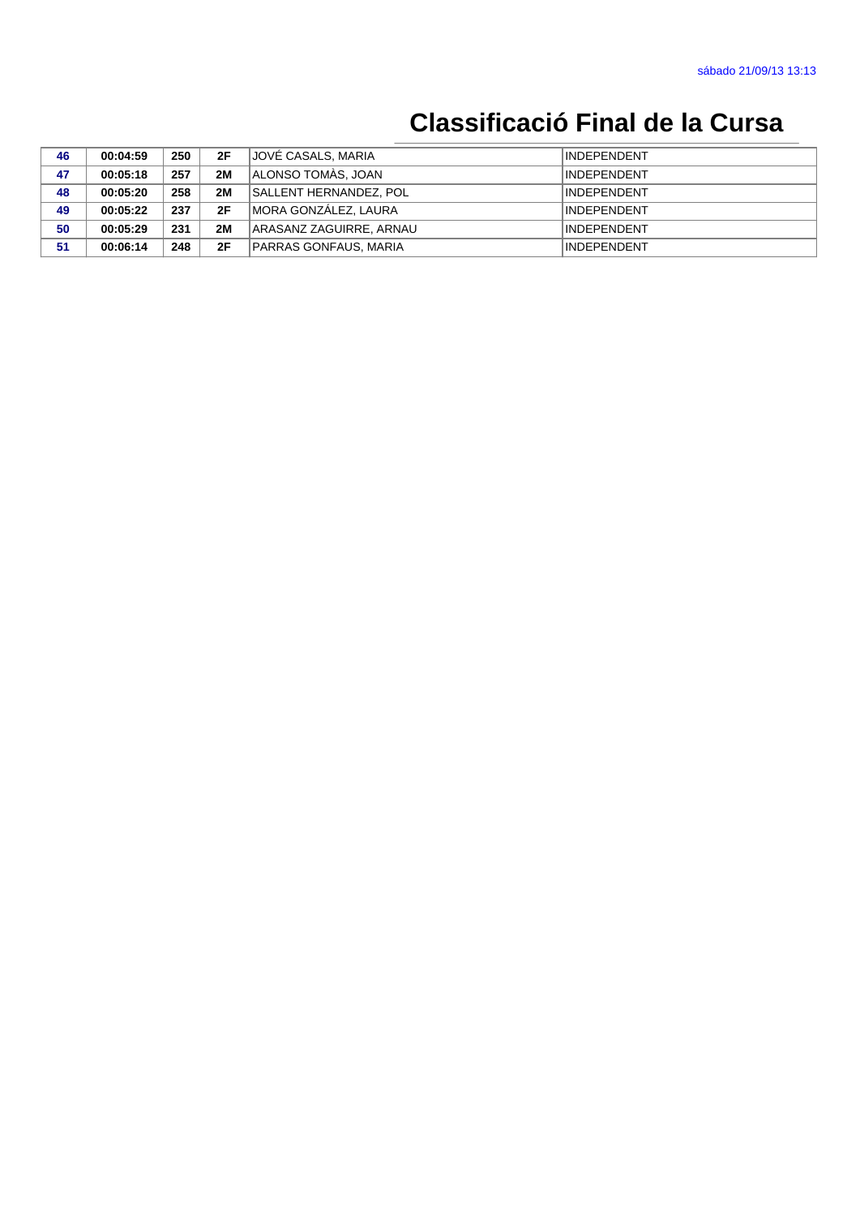# Classificació Final de la Cursa

| | | | | | |
|---|---|---|---|---|---|
| 46 | 00:04:59 | 250 | 2F | JOVÉ CASALS, MARIA | INDEPENDENT |
| 47 | 00:05:18 | 257 | 2M | ALONSO TOMÀS, JOAN | INDEPENDENT |
| 48 | 00:05:20 | 258 | 2M | SALLENT HERNANDEZ, POL | INDEPENDENT |
| 49 | 00:05:22 | 237 | 2F | MORA GONZÁLEZ, LAURA | INDEPENDENT |
| 50 | 00:05:29 | 231 | 2M | ARASANZ ZAGUIRRE, ARNAU | INDEPENDENT |
| 51 | 00:06:14 | 248 | 2F | PARRAS GONFAUS, MARIA | INDEPENDENT |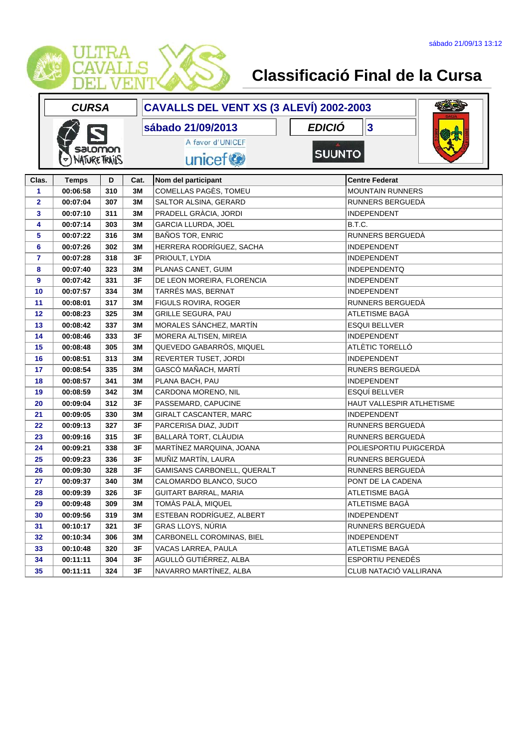# Classificació Final de la Cursa

| CURSA | CAVALLS DEL VENT XS (3 ALEVÍ) 2002-2003 | | |
|---|---|---|---|
| | sábado 21/09/2013 | EDICIÓ | 3 |

A favor d'UNICEF

| Clas. | Temps | D | Cat. | Nom del participant | Centre Federat |
|---|---|---|---|---|---|
| 1 | 00:06:58 | 310 | 3M | COMELLAS PAGÈS, TOMEU | MOUNTAIN RUNNERS |
| 2 | 00:07:04 | 307 | 3M | SALTOR ALSINA, GERARD | RUNNERS BERGUEDÀ |
| 3 | 00:07:10 | 311 | 3M | PRADELL GRÀCIA, JORDI | INDEPENDENT |
| 4 | 00:07:14 | 303 | 3M | GARCIA LLURDA, JOEL | B.T.C. |
| 5 | 00:07:22 | 316 | 3M | BAÑOS TOR, ENRIC | RUNNERS BERGUEDÀ |
| 6 | 00:07:26 | 302 | 3M | HERRERA RODRÍGUEZ, SACHA | INDEPENDENT |
| 7 | 00:07:28 | 318 | 3F | PRIOULT, LYDIA | INDEPENDENT |
| 8 | 00:07:40 | 323 | 3M | PLANAS CANET, GUIM | INDEPENDENTQ |
| 9 | 00:07:42 | 331 | 3F | DE LEON MOREIRA, FLORENCIA | INDEPENDENT |
| 10 | 00:07:57 | 334 | 3M | TARRÉS MAS, BERNAT | INDEPENDENT |
| 11 | 00:08:01 | 317 | 3M | FIGULS ROVIRA, ROGER | RUNNERS BERGUEDÀ |
| 12 | 00:08:23 | 325 | 3M | GRILLE SEGURA, PAU | ATLETISME BAGÀ |
| 13 | 00:08:42 | 337 | 3M | MORALES SÁNCHEZ, MARTÍN | ESQUI BELLVER |
| 14 | 00:08:46 | 333 | 3F | MORERA ALTISEN, MIREIA | INDEPENDENT |
| 15 | 00:08:48 | 305 | 3M | QUEVEDO GABARRÓS, MIQUEL | ATLÈTIC TORELLÓ |
| 16 | 00:08:51 | 313 | 3M | REVERTER TUSET, JORDI | INDEPENDENT |
| 17 | 00:08:54 | 335 | 3M | GASCÓ MAÑACH, MARTÍ | RUNERS BERGUEDÀ |
| 18 | 00:08:57 | 341 | 3M | PLANA BACH, PAU | INDEPENDENT |
| 19 | 00:08:59 | 342 | 3M | CARDONA MORENO, NIL | ESQUÍ BELLVER |
| 20 | 00:09:04 | 312 | 3F | PASSEMARD, CAPUCINE | HAUT VALLESPIR ATLHETISME |
| 21 | 00:09:05 | 330 | 3M | GIRALT CASCANTER, MARC | INDEPENDENT |
| 22 | 00:09:13 | 327 | 3F | PARCERISA DIAZ, JUDIT | RUNNERS BERGUEDÀ |
| 23 | 00:09:16 | 315 | 3F | BALLARÀ TORT, CLÀUDIA | RUNNERS BERGUEDÀ |
| 24 | 00:09:21 | 338 | 3F | MARTÍNEZ MARQUINA, JOANA | POLIESPORTIU PUIGCERDÀ |
| 25 | 00:09:23 | 336 | 3F | MUÑIZ MARTÍN, LAURA | RUNNERS BERGUEDÀ |
| 26 | 00:09:30 | 328 | 3F | GAMISANS CARBONELL, QUERALT | RUNNERS BERGUEDÀ |
| 27 | 00:09:37 | 340 | 3M | CALOMARDO BLANCO, SUCO | PONT DE LA CADENA |
| 28 | 00:09:39 | 326 | 3F | GUITART BARRAL, MARIA | ATLETISME BAGÀ |
| 29 | 00:09:48 | 309 | 3M | TOMÀS PALÀ, MIQUEL | ATLETISME BAGÀ |
| 30 | 00:09:56 | 319 | 3M | ESTEBAN RODRÍGUEZ, ALBERT | INDEPENDENT |
| 31 | 00:10:17 | 321 | 3F | GRAS LLOYS, NÚRIA | RUNNERS BERGUEDÀ |
| 32 | 00:10:34 | 306 | 3M | CARBONELL COROMINAS, BIEL | INDEPENDENT |
| 33 | 00:10:48 | 320 | 3F | VACAS LARREA, PAULA | ATLETISME BAGÀ |
| 34 | 00:11:11 | 304 | 3F | AGULLÓ GUTIÉRREZ, ALBA | ESPORTIU PENEDÈS |
| 35 | 00:11:11 | 324 | 3F | NAVARRO MARTÍNEZ, ALBA | CLUB NATACIÓ VALLIRANA |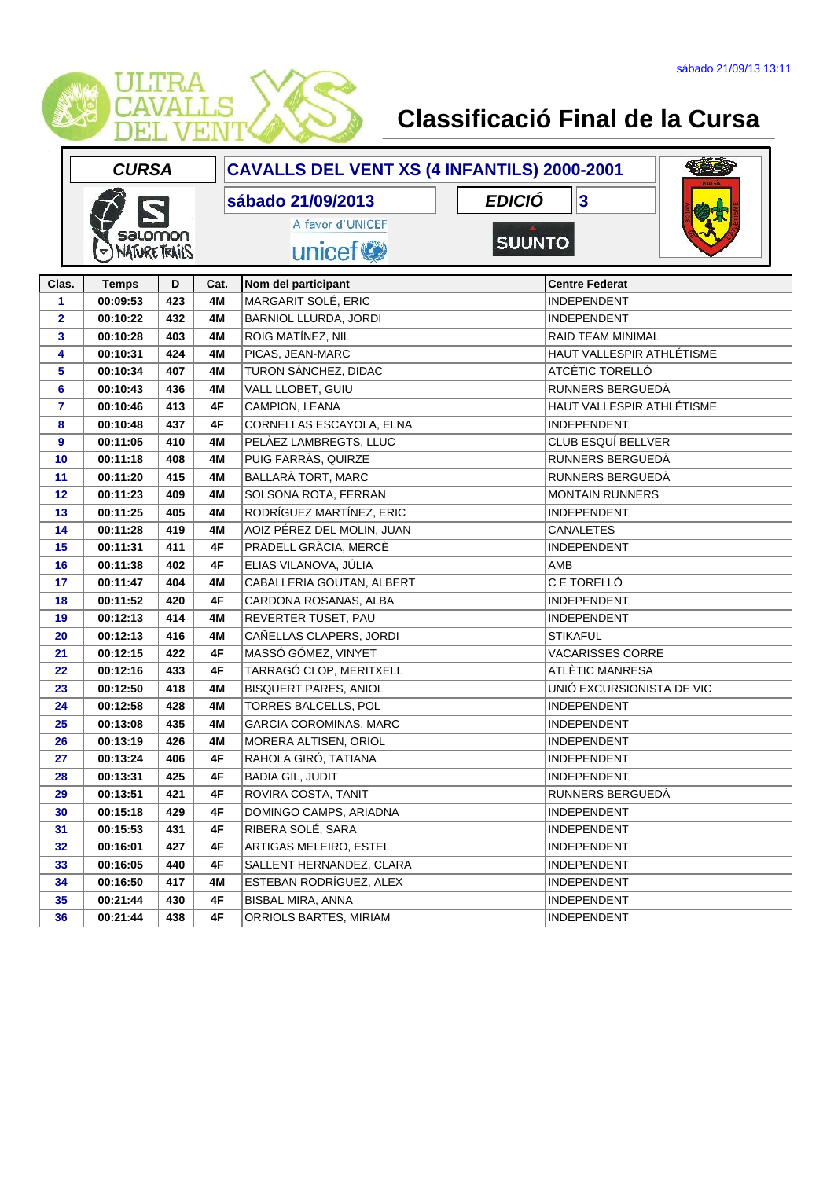sábado 21/09/13 13:11

# Classificació Final de la Cursa

| CURSA | CAVALLS DEL VENT XS (4 INFANTILS) 2000-2001 |
|---|---|
| | sábado 21/09/2013 |
| EDICIÓ | 3 |

A favor d'UNICEF

| Clas. | Temps | D | Cat. | Nom del participant | Centre Federat |
|---|---|---|---|---|---|
| 1 | 00:09:53 | 423 | 4M | MARGARIT SOLÉ, ERIC | INDEPENDENT |
| 2 | 00:10:22 | 432 | 4M | BARNIOL LLURDA, JORDI | INDEPENDENT |
| 3 | 00:10:28 | 403 | 4M | ROIG MATÍNEZ, NIL | RAID TEAM MINIMAL |
| 4 | 00:10:31 | 424 | 4M | PICAS, JEAN-MARC | HAUT VALLESPIR ATHLÉTISME |
| 5 | 00:10:34 | 407 | 4M | TURON SÁNCHEZ, DIDAC | ATCÈTIC TORELLÓ |
| 6 | 00:10:43 | 436 | 4M | VALL LLOBET, GUIU | RUNNERS BERGUEDÀ |
| 7 | 00:10:46 | 413 | 4F | CAMPION, LEANA | HAUT VALLESPIR ATHLÉTISME |
| 8 | 00:10:48 | 437 | 4F | CORNELLAS ESCAYOLA, ELNA | INDEPENDENT |
| 9 | 00:11:05 | 410 | 4M | PELÀEZ LAMBREGTS, LLUC | CLUB ESQUÍ BELLVER |
| 10 | 00:11:18 | 408 | 4M | PUIG FARRÀS, QUIRZE | RUNNERS BERGUEDÀ |
| 11 | 00:11:20 | 415 | 4M | BALLARÀ TORT, MARC | RUNNERS BERGUEDÀ |
| 12 | 00:11:23 | 409 | 4M | SOLSONA ROTA, FERRAN | MONTAIN RUNNERS |
| 13 | 00:11:25 | 405 | 4M | RODRÍGUEZ MARTÍNEZ, ERIC | INDEPENDENT |
| 14 | 00:11:28 | 419 | 4M | AOIZ PÉREZ DEL MOLIN, JUAN | CANALETES |
| 15 | 00:11:31 | 411 | 4F | PRADELL GRÀCIA, MERCÈ | INDEPENDENT |
| 16 | 00:11:38 | 402 | 4F | ELIAS VILANOVA, JÚLIA | AMB |
| 17 | 00:11:47 | 404 | 4M | CABALLERIA GOUTAN, ALBERT | C E TORELLÓ |
| 18 | 00:11:52 | 420 | 4F | CARDONA ROSANAS, ALBA | INDEPENDENT |
| 19 | 00:12:13 | 414 | 4M | REVERTER TUSET, PAU | INDEPENDENT |
| 20 | 00:12:13 | 416 | 4M | CAÑELLAS CLAPERS, JORDI | STIKAFUL |
| 21 | 00:12:15 | 422 | 4F | MASSÓ GÓMEZ, VINYET | VACARISSES CORRE |
| 22 | 00:12:16 | 433 | 4F | TARRAGÓ CLOP, MERITXELL | ATLÈTIC MANRESA |
| 23 | 00:12:50 | 418 | 4M | BISQUERT PARES, ANIOL | UNIÓ EXCURSIONISTA DE VIC |
| 24 | 00:12:58 | 428 | 4M | TORRES BALCELLS, POL | INDEPENDENT |
| 25 | 00:13:08 | 435 | 4M | GARCIA COROMINAS, MARC | INDEPENDENT |
| 26 | 00:13:19 | 426 | 4M | MORERA ALTISEN, ORIOL | INDEPENDENT |
| 27 | 00:13:24 | 406 | 4F | RAHOLA GIRÓ, TATIANA | INDEPENDENT |
| 28 | 00:13:31 | 425 | 4F | BADIA GIL, JUDIT | INDEPENDENT |
| 29 | 00:13:51 | 421 | 4F | ROVIRA COSTA, TANIT | RUNNERS BERGUEDÀ |
| 30 | 00:15:18 | 429 | 4F | DOMINGO CAMPS, ARIADNA | INDEPENDENT |
| 31 | 00:15:53 | 431 | 4F | RIBERA SOLÉ, SARA | INDEPENDENT |
| 32 | 00:16:01 | 427 | 4F | ARTIGAS MELEIRO, ESTEL | INDEPENDENT |
| 33 | 00:16:05 | 440 | 4F | SALLENT HERNANDEZ, CLARA | INDEPENDENT |
| 34 | 00:16:50 | 417 | 4M | ESTEBAN RODRÍGUEZ, ALEX | INDEPENDENT |
| 35 | 00:21:44 | 430 | 4F | BISBAL MIRA, ANNA | INDEPENDENT |
| 36 | 00:21:44 | 438 | 4F | ORRIOLS BARTES, MIRIAM | INDEPENDENT |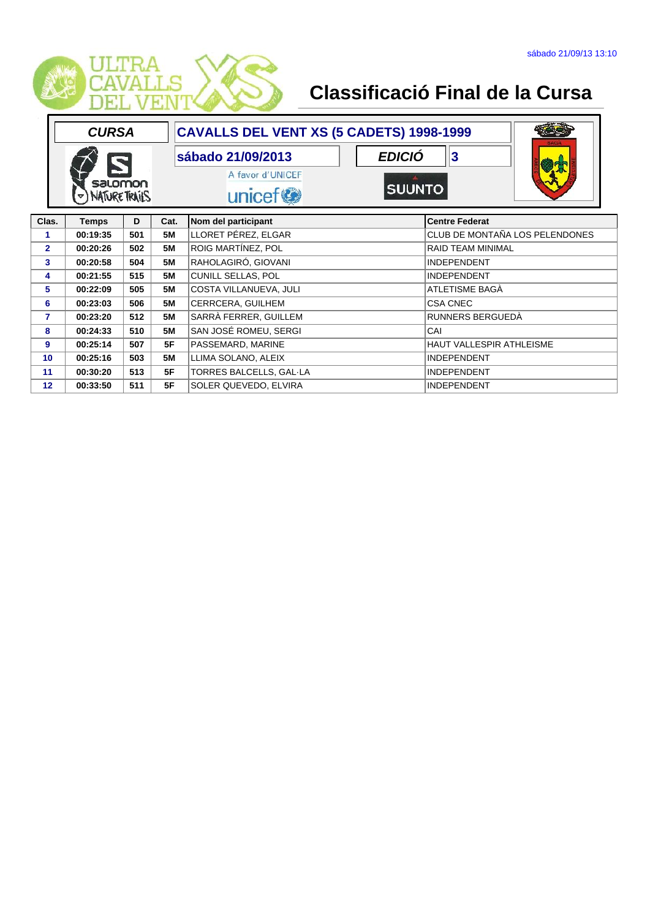# Classificació Final de la Cursa

| CURSA | CAVALLS DEL VENT XS (5 CADETS) 1998-1999 | |
|---|---|---|
| | sábado 21/09/2013 | EDICIÓ 3 |

A favor d'UNICEF

| Clas. | Temps | D | Cat. | Nom del participant | Centre Federat |
|---|---|---|---|---|---|
| 1 | 00:19:35 | 501 | 5M | LLORET PÉREZ, ELGAR | CLUB DE MONTAÑA LOS PELENDONES |
| 2 | 00:20:26 | 502 | 5M | ROIG MARTÍNEZ, POL | RAID TEAM MINIMAL |
| 3 | 00:20:58 | 504 | 5M | RAHOLAGIRÓ, GIOVANI | INDEPENDENT |
| 4 | 00:21:55 | 515 | 5M | CUNILL SELLAS, POL | INDEPENDENT |
| 5 | 00:22:09 | 505 | 5M | COSTA VILLANUEVA, JULI | ATLETISME BAGÀ |
| 6 | 00:23:03 | 506 | 5M | CERRCERA, GUILHEM | CSA CNEC |
| 7 | 00:23:20 | 512 | 5M | SARRÀ FERRER, GUILLEM | RUNNERS BERGUEDÀ |
| 8 | 00:24:33 | 510 | 5M | SAN JOSÉ ROMEU, SERGI | CAI |
| 9 | 00:25:14 | 507 | 5F | PASSEMARD, MARINE | HAUT VALLESPIR ATHLEISME |
| 10 | 00:25:16 | 503 | 5M | LLIMA SOLANO, ALEIX | INDEPENDENT |
| 11 | 00:30:20 | 513 | 5F | TORRES BALCELLS, GAL·LA | INDEPENDENT |
| 12 | 00:33:50 | 511 | 5F | SOLER QUEVEDO, ELVIRA | INDEPENDENT |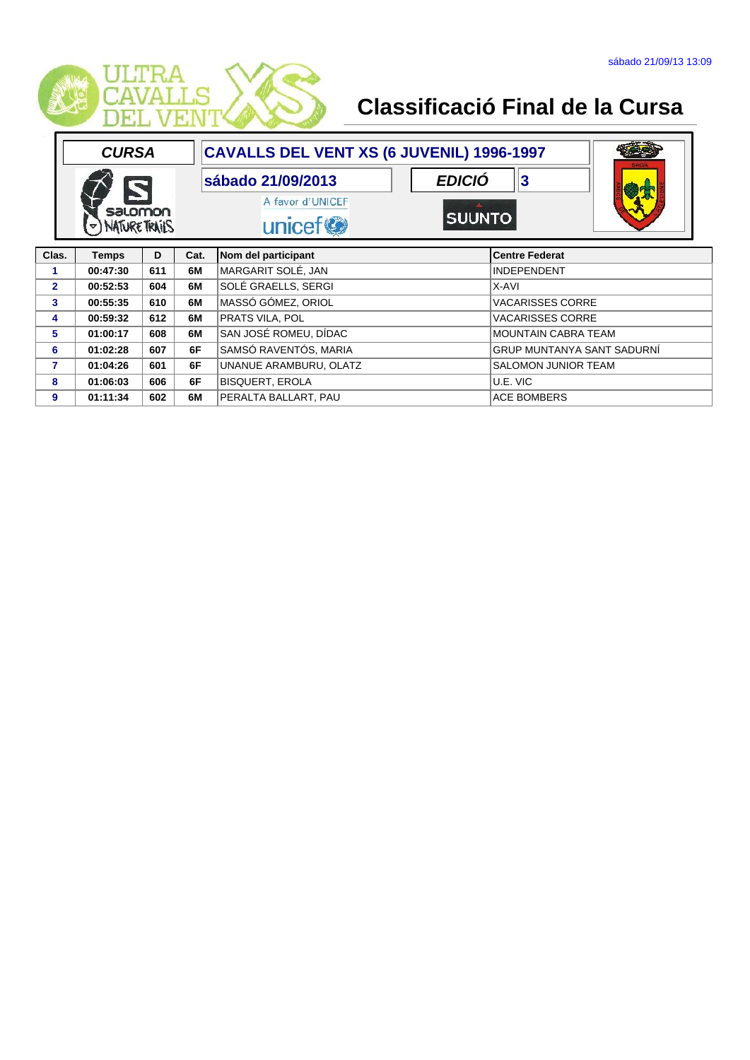sábado 21/09/13 13:09

ULTRA CAVALLS DEL VENT XS

# Classificació Final de la Cursa

| CURSA | CAVALLS DEL VENT XS (6 JUVENIL) 1996-1997 | | |
|---|---|---|---|
| | sábado 21/09/2013 | EDICIÓ | 3 |

A favor d'UNICEF

| Clas. | Temps | D | Cat. | Nom del participant | Centre Federat |
|---|---|---|---|---|---|
| 1 | 00:47:30 | 611 | 6M | MARGARIT SOLÉ, JAN | INDEPENDENT |
| 2 | 00:52:53 | 604 | 6M | SOLÉ GRAELLS, SERGI | X-AVI |
| 3 | 00:55:35 | 610 | 6M | MASSÓ GÓMEZ, ORIOL | VACARISSES CORRE |
| 4 | 00:59:32 | 612 | 6M | PRATS VILA, POL | VACARISSES CORRE |
| 5 | 01:00:17 | 608 | 6M | SAN JOSÉ ROMEU, DÍDAC | MOUNTAIN CABRA TEAM |
| 6 | 01:02:28 | 607 | 6F | SAMSÓ RAVENTÓS, MARIA | GRUP MUNTANYA SANT SADURNÍ |
| 7 | 01:04:26 | 601 | 6F | UNANUE ARAMBURU, OLATZ | SALOMON JUNIOR TEAM |
| 8 | 01:06:03 | 606 | 6F | BISQUERT, EROLA | U.E. VIC |
| 9 | 01:11:34 | 602 | 6M | PERALTA BALLART, PAU | ACE BOMBERS |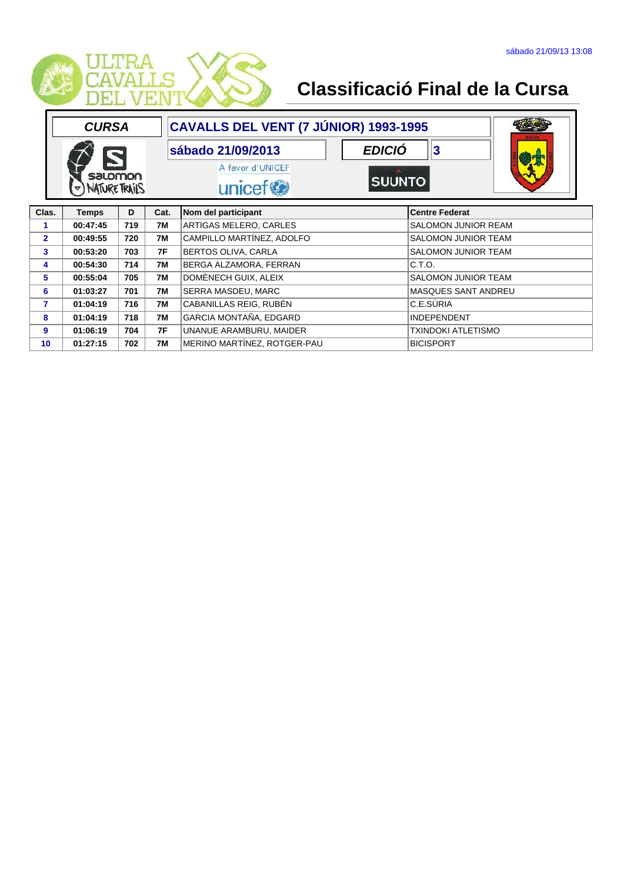sábado 21/09/13 13:08

# Classificació Final de la Cursa

| | |
|---|---|
| **CURSA** | **CAVALLS DEL VENT (7 JÚNIOR) 1993-1995** |
| **sábado 21/09/2013** | **EDICIÓ** 3 |

A favor d'UNICEF

| Clas. | Temps | D | Cat. | Nom del participant | Centre Federat |
|---|---|---|---|---|---|
| 1 | 00:47:45 | 719 | 7M | ARTIGAS MELERO, CARLES | SALOMON JUNIOR REAM |
| 2 | 00:49:55 | 720 | 7M | CAMPILLO MARTÍNEZ, ADOLFO | SALOMON JUNIOR TEAM |
| 3 | 00:53:20 | 703 | 7F | BERTOS OLIVA, CARLA | SALOMON JUNIOR TEAM |
| 4 | 00:54:30 | 714 | 7M | BERGA ALZAMORA, FERRAN | C.T.O. |
| 5 | 00:55:04 | 705 | 7M | DOMÈNECH GUIX, ALEIX | SALOMON JUNIOR TEAM |
| 6 | 01:03:27 | 701 | 7M | SERRA MASDEU, MARC | MASQUES SANT ANDREU |
| 7 | 01:04:19 | 716 | 7M | CABANILLAS REIG, RUBÉN | C.E.SÚRIA |
| 8 | 01:04:19 | 718 | 7M | GARCIA MONTAÑA, EDGARD | INDEPENDENT |
| 9 | 01:06:19 | 704 | 7F | UNANUE ARAMBURU, MAIDER | TXINDOKI ATLETISMO |
| 10 | 01:27:15 | 702 | 7M | MERINO MARTÍNEZ, ROTGER-PAU | BICISPORT |